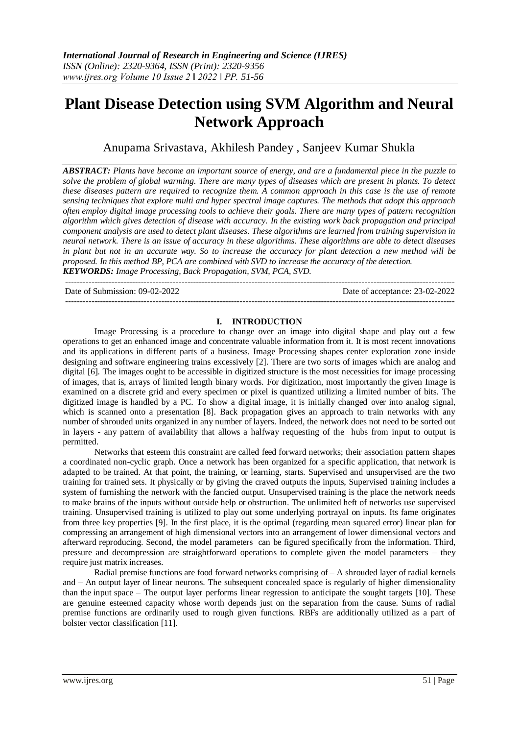# Plant Disease Detection using SVM Algorithm and Neural Network Approach

Anupama Srivastava, Akhilesh Pandey , Sanjeev Kumar Shukla

***ABSTRACT:*** *Plants have become an important source of energy, and are a fundamental piece in the puzzle to solve the problem of global warming. There are many types of diseases which are present in plants. To detect these diseases pattern are required to recognize them. A common approach in this case is the use of remote sensing techniques that explore multi and hyper spectral image captures. The methods that adopt this approach often employ digital image processing tools to achieve their goals. There are many types of pattern recognition algorithm which gives detection of disease with accuracy. In the existing work back propagation and principal component analysis are used to detect plant diseases. These algorithms are learned from training supervision in neural network. There is an issue of accuracy in these algorithms. These algorithms are able to detect diseases in plant but not in an accurate way. So to increase the accuracy for plant detection a new method will be proposed. In this method BP, PCA are combined with SVD to increase the accuracy of the detection.*

***KEYWORDS:*** *Image Processing, Back Propagation, SVM, PCA, SVD.*

---

Date of Submission: 09-02-2022 Date of acceptance: 23-02-2022

---

## I. INTRODUCTION

Image Processing is a procedure to change over an image into digital shape and play out a few operations to get an enhanced image and concentrate valuable information from it. It is most recent innovations and its applications in different parts of a business. Image Processing shapes center exploration zone inside designing and software engineering trains excessively [2]. There are two sorts of images which are analog and digital [6]. The images ought to be accessible in digitized structure is the most necessities for image processing of images, that is, arrays of limited length binary words. For digitization, most importantly the given Image is examined on a discrete grid and every specimen or pixel is quantized utilizing a limited number of bits. The digitized image is handled by a PC. To show a digital image, it is initially changed over into analog signal, which is scanned onto a presentation [8]. Back propagation gives an approach to train networks with any number of shrouded units organized in any number of layers. Indeed, the network does not need to be sorted out in layers - any pattern of availability that allows a halfway requesting of the hubs from input to output is permitted.

Networks that esteem this constraint are called feed forward networks; their association pattern shapes a coordinated non-cyclic graph. Once a network has been organized for a specific application, that network is adapted to be trained. At that point, the training, or learning, starts. Supervised and unsupervised are the two training for trained sets. It physically or by giving the craved outputs the inputs, Supervised training includes a system of furnishing the network with the fancied output. Unsupervised training is the place the network needs to make brains of the inputs without outside help or obstruction. The unlimited heft of networks use supervised training. Unsupervised training is utilized to play out some underlying portrayal on inputs. Its fame originates from three key properties [9]. In the first place, it is the optimal (regarding mean squared error) linear plan for compressing an arrangement of high dimensional vectors into an arrangement of lower dimensional vectors and afterward reproducing. Second, the model parameters can be figured specifically from the information. Third, pressure and decompression are straightforward operations to complete given the model parameters – they require just matrix increases.

Radial premise functions are food forward networks comprising of – A shrouded layer of radial kernels and – An output layer of linear neurons. The subsequent concealed space is regularly of higher dimensionality than the input space – The output layer performs linear regression to anticipate the sought targets [10]. These are genuine esteemed capacity whose worth depends just on the separation from the cause. Sums of radial premise functions are ordinarily used to rough given functions. RBFs are additionally utilized as a part of bolster vector classification [11].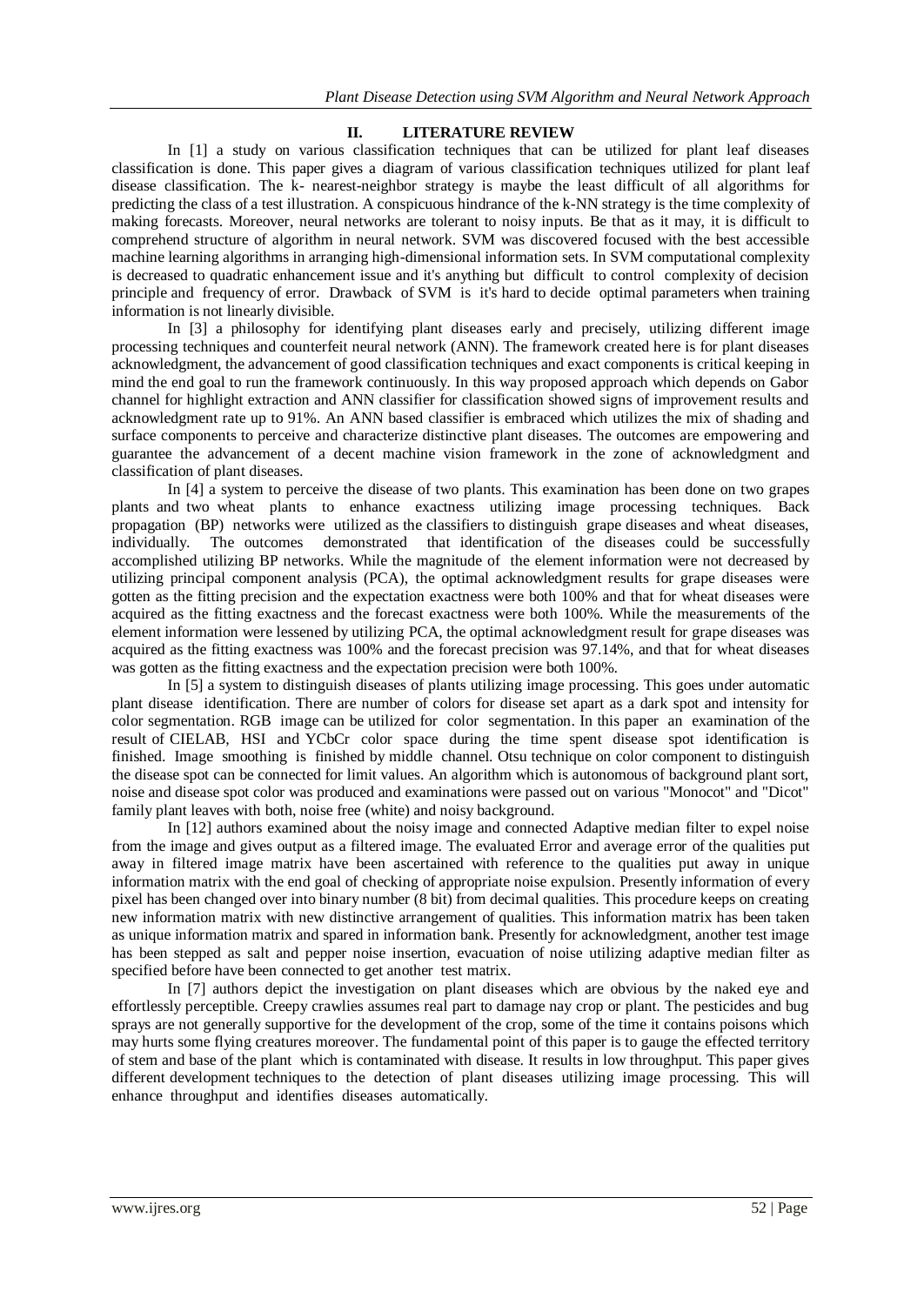## II. LITERATURE REVIEW

In [1] a study on various classification techniques that can be utilized for plant leaf diseases classification is done. This paper gives a diagram of various classification techniques utilized for plant leaf disease classification. The k- nearest-neighbor strategy is maybe the least difficult of all algorithms for predicting the class of a test illustration. A conspicuous hindrance of the k-NN strategy is the time complexity of making forecasts. Moreover, neural networks are tolerant to noisy inputs. Be that as it may, it is difficult to comprehend structure of algorithm in neural network. SVM was discovered focused with the best accessible machine learning algorithms in arranging high-dimensional information sets. In SVM computational complexity is decreased to quadratic enhancement issue and it's anything but difficult to control complexity of decision principle and frequency of error. Drawback of SVM is it's hard to decide optimal parameters when training information is not linearly divisible.

In [3] a philosophy for identifying plant diseases early and precisely, utilizing different image processing techniques and counterfeit neural network (ANN). The framework created here is for plant diseases acknowledgment, the advancement of good classification techniques and exact components is critical keeping in mind the end goal to run the framework continuously. In this way proposed approach which depends on Gabor channel for highlight extraction and ANN classifier for classification showed signs of improvement results and acknowledgment rate up to 91%. An ANN based classifier is embraced which utilizes the mix of shading and surface components to perceive and characterize distinctive plant diseases. The outcomes are empowering and guarantee the advancement of a decent machine vision framework in the zone of acknowledgment and classification of plant diseases.

In [4] a system to perceive the disease of two plants. This examination has been done on two grapes plants and two wheat plants to enhance exactness utilizing image processing techniques. Back propagation (BP) networks were utilized as the classifiers to distinguish grape diseases and wheat diseases, individually. The outcomes demonstrated that identification of the diseases could be successfully accomplished utilizing BP networks. While the magnitude of the element information were not decreased by utilizing principal component analysis (PCA), the optimal acknowledgment results for grape diseases were gotten as the fitting precision and the expectation exactness were both 100% and that for wheat diseases were acquired as the fitting exactness and the forecast exactness were both 100%. While the measurements of the element information were lessened by utilizing PCA, the optimal acknowledgment result for grape diseases was acquired as the fitting exactness was 100% and the forecast precision was 97.14%, and that for wheat diseases was gotten as the fitting exactness and the expectation precision were both 100%.

In [5] a system to distinguish diseases of plants utilizing image processing. This goes under automatic plant disease identification. There are number of colors for disease set apart as a dark spot and intensity for color segmentation. RGB image can be utilized for color segmentation. In this paper an examination of the result of CIELAB, HSI and YCbCr color space during the time spent disease spot identification is finished. Image smoothing is finished by middle channel. Otsu technique on color component to distinguish the disease spot can be connected for limit values. An algorithm which is autonomous of background plant sort, noise and disease spot color was produced and examinations were passed out on various "Monocot" and "Dicot" family plant leaves with both, noise free (white) and noisy background.

In [12] authors examined about the noisy image and connected Adaptive median filter to expel noise from the image and gives output as a filtered image. The evaluated Error and average error of the qualities put away in filtered image matrix have been ascertained with reference to the qualities put away in unique information matrix with the end goal of checking of appropriate noise expulsion. Presently information of every pixel has been changed over into binary number (8 bit) from decimal qualities. This procedure keeps on creating new information matrix with new distinctive arrangement of qualities. This information matrix has been taken as unique information matrix and spared in information bank. Presently for acknowledgment, another test image has been stepped as salt and pepper noise insertion, evacuation of noise utilizing adaptive median filter as specified before have been connected to get another test matrix.

In [7] authors depict the investigation on plant diseases which are obvious by the naked eye and effortlessly perceptible. Creepy crawlies assumes real part to damage nay crop or plant. The pesticides and bug sprays are not generally supportive for the development of the crop, some of the time it contains poisons which may hurts some flying creatures moreover. The fundamental point of this paper is to gauge the effected territory of stem and base of the plant which is contaminated with disease. It results in low throughput. This paper gives different development techniques to the detection of plant diseases utilizing image processing. This will enhance throughput and identifies diseases automatically.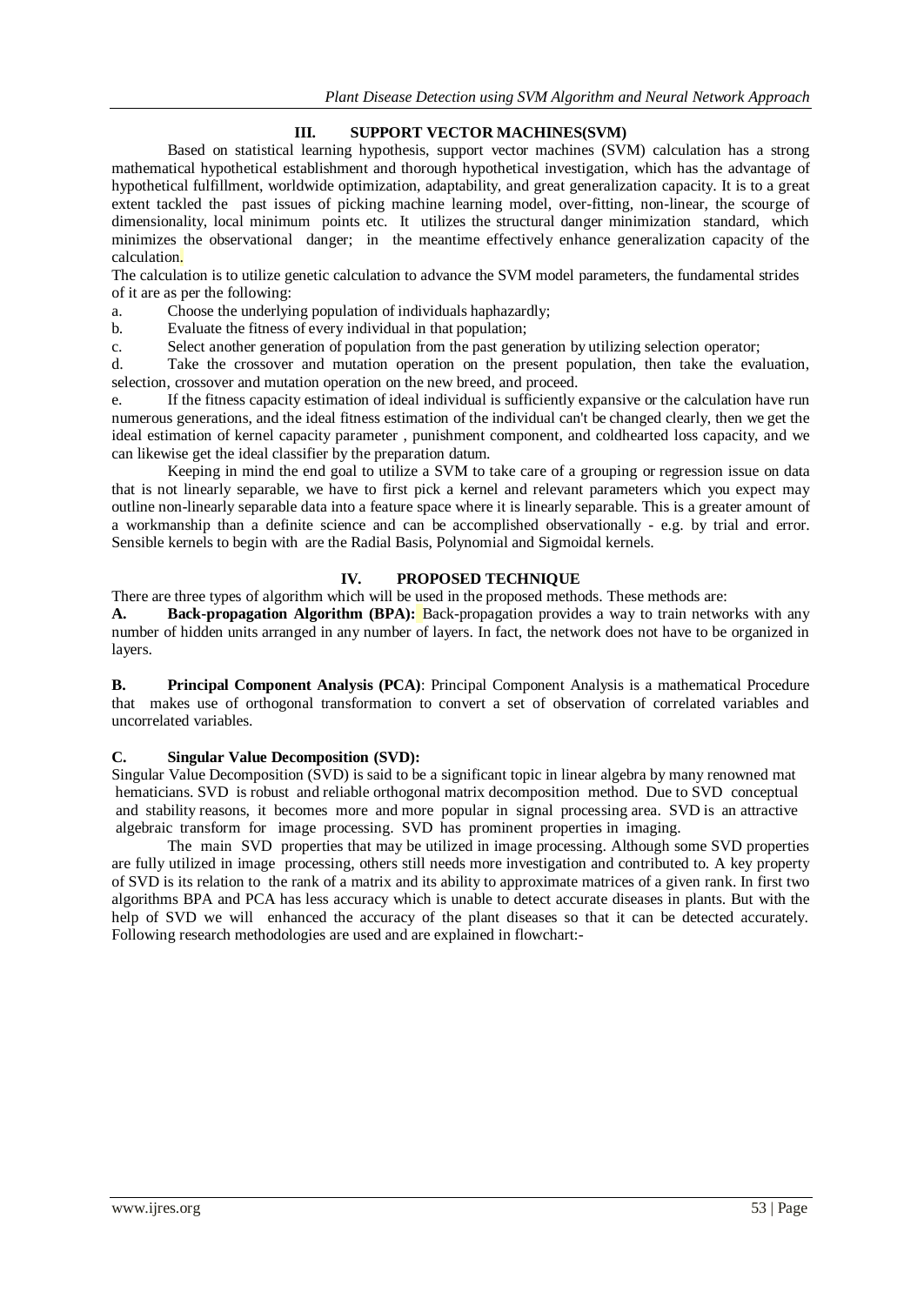## III. SUPPORT VECTOR MACHINES(SVM)

Based on statistical learning hypothesis, support vector machines (SVM) calculation has a strong mathematical hypothetical establishment and thorough hypothetical investigation, which has the advantage of hypothetical fulfillment, worldwide optimization, adaptability, and great generalization capacity. It is to a great extent tackled the past issues of picking machine learning model, over-fitting, non-linear, the scourge of dimensionality, local minimum points etc. It utilizes the structural danger minimization standard, which minimizes the observational danger; in the meantime effectively enhance generalization capacity of the calculation.

The calculation is to utilize genetic calculation to advance the SVM model parameters, the fundamental strides of it are as per the following:

a. Choose the underlying population of individuals haphazardly;

b. Evaluate the fitness of every individual in that population;

c. Select another generation of population from the past generation by utilizing selection operator;

d. Take the crossover and mutation operation on the present population, then take the evaluation, selection, crossover and mutation operation on the new breed, and proceed.

e. If the fitness capacity estimation of ideal individual is sufficiently expansive or the calculation have run numerous generations, and the ideal fitness estimation of the individual can't be changed clearly, then we get the ideal estimation of kernel capacity parameter , punishment component, and coldhearted loss capacity, and we can likewise get the ideal classifier by the preparation datum.

Keeping in mind the end goal to utilize a SVM to take care of a grouping or regression issue on data that is not linearly separable, we have to first pick a kernel and relevant parameters which you expect may outline non-linearly separable data into a feature space where it is linearly separable. This is a greater amount of a workmanship than a definite science and can be accomplished observationally - e.g. by trial and error. Sensible kernels to begin with are the Radial Basis, Polynomial and Sigmoidal kernels.

## IV. PROPOSED TECHNIQUE

There are three types of algorithm which will be used in the proposed methods. These methods are:

**A. Back-propagation Algorithm (BPA):** Back-propagation provides a way to train networks with any number of hidden units arranged in any number of layers. In fact, the network does not have to be organized in layers.

**B. Principal Component Analysis (PCA)**: Principal Component Analysis is a mathematical Procedure that makes use of orthogonal transformation to convert a set of observation of correlated variables and uncorrelated variables.

**C. Singular Value Decomposition (SVD):**

Singular Value Decomposition (SVD) is said to be a significant topic in linear algebra by many renowned mat hematicians. SVD is robust and reliable orthogonal matrix decomposition method. Due to SVD conceptual and stability reasons, it becomes more and more popular in signal processing area. SVD is an attractive algebraic transform for image processing. SVD has prominent properties in imaging.

The main SVD properties that may be utilized in image processing. Although some SVD properties are fully utilized in image processing, others still needs more investigation and contributed to. A key property of SVD is its relation to the rank of a matrix and its ability to approximate matrices of a given rank. In first two algorithms BPA and PCA has less accuracy which is unable to detect accurate diseases in plants. But with the help of SVD we will enhanced the accuracy of the plant diseases so that it can be detected accurately. Following research methodologies are used and are explained in flowchart:-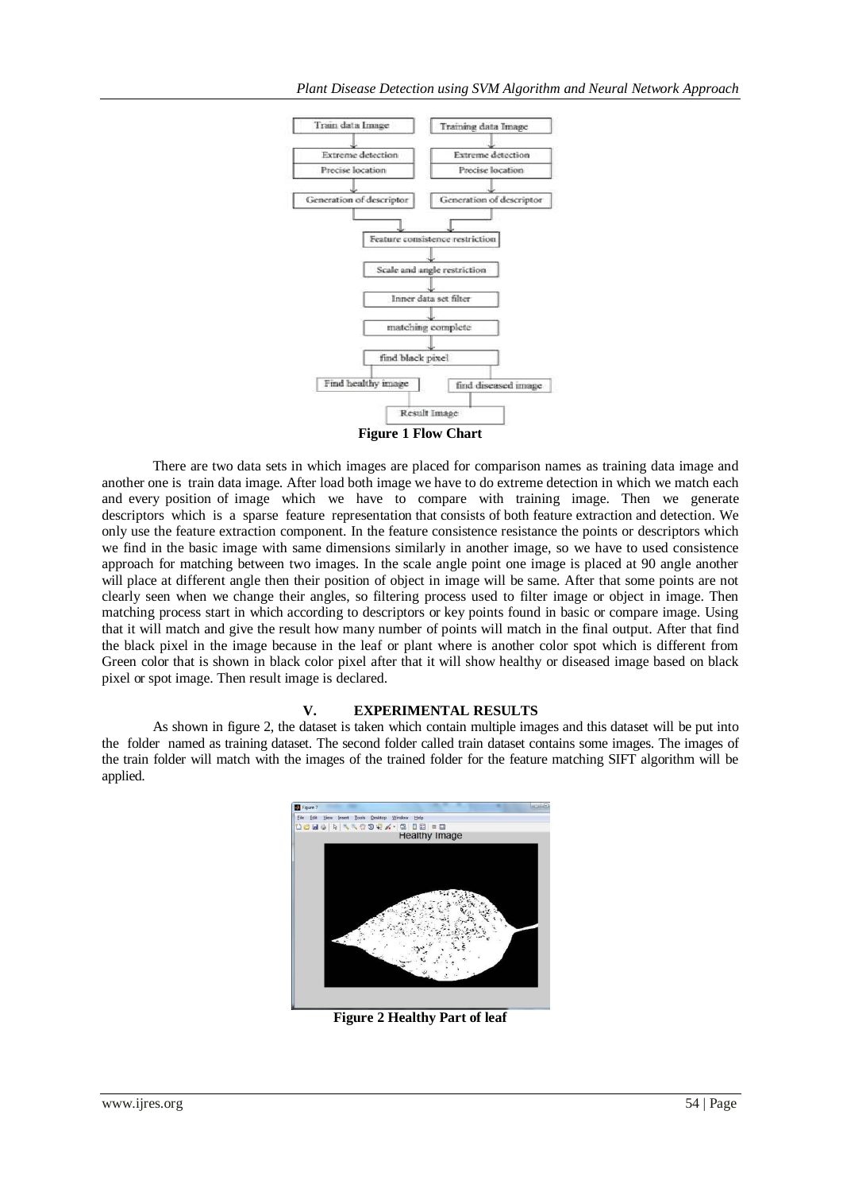**Figure 1 Flow Chart**

There are two data sets in which images are placed for comparison names as training data image and another one is train data image. After load both image we have to do extreme detection in which we match each and every position of image which we have to compare with training image. Then we generate descriptors which is a sparse feature representation that consists of both feature extraction and detection. We only use the feature extraction component. In the feature consistence resistance the points or descriptors which we find in the basic image with same dimensions similarly in another image, so we have to used consistence approach for matching between two images. In the scale angle point one image is placed at 90 angle another will place at different angle then their position of object in image will be same. After that some points are not clearly seen when we change their angles, so filtering process used to filter image or object in image. Then matching process start in which according to descriptors or key points found in basic or compare image. Using that it will match and give the result how many number of points will match in the final output. After that find the black pixel in the image because in the leaf or plant where is another color spot which is different from Green color that is shown in black color pixel after that it will show healthy or diseased image based on black pixel or spot image. Then result image is declared.

## V. EXPERIMENTAL RESULTS

As shown in figure 2, the dataset is taken which contain multiple images and this dataset will be put into the folder named as training dataset. The second folder called train dataset contains some images. The images of the train folder will match with the images of the trained folder for the feature matching SIFT algorithm will be applied.

**Figure 2 Healthy Part of leaf**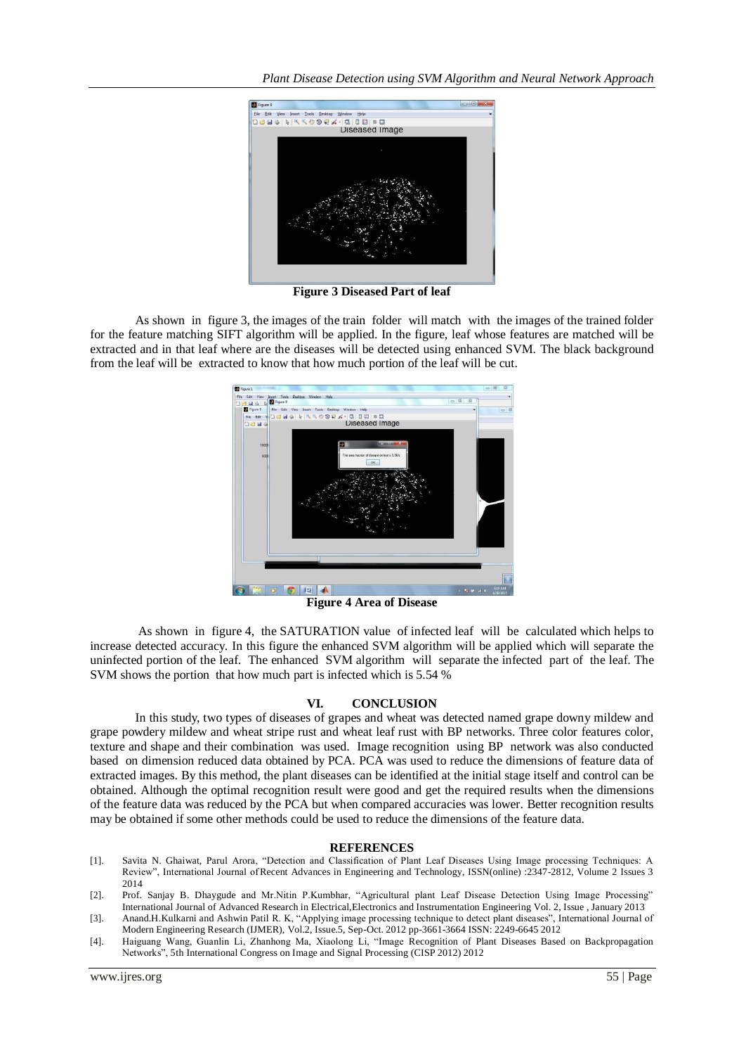**Figure 3 Diseased Part of leaf**

As shown in figure 3, the images of the train folder will match with the images of the trained folder for the feature matching SIFT algorithm will be applied. In the figure, leaf whose features are matched will be extracted and in that leaf where are the diseases will be detected using enhanced SVM. The black background from the leaf will be extracted to know that how much portion of the leaf will be cut.

**Figure 4 Area of Disease**

As shown in figure 4, the SATURATION value of infected leaf will be calculated which helps to increase detected accuracy. In this figure the enhanced SVM algorithm will be applied which will separate the uninfected portion of the leaf. The enhanced SVM algorithm will separate the infected part of the leaf. The SVM shows the portion that how much part is infected which is 5.54 %

## VI. CONCLUSION

In this study, two types of diseases of grapes and wheat was detected named grape downy mildew and grape powdery mildew and wheat stripe rust and wheat leaf rust with BP networks. Three color features color, texture and shape and their combination was used. Image recognition using BP network was also conducted based on dimension reduced data obtained by PCA. PCA was used to reduce the dimensions of feature data of extracted images. By this method, the plant diseases can be identified at the initial stage itself and control can be obtained. Although the optimal recognition result were good and get the required results when the dimensions of the feature data was reduced by the PCA but when compared accuracies was lower. Better recognition results may be obtained if some other methods could be used to reduce the dimensions of the feature data.

## REFERENCES

[1]. Savita N. Ghaiwat, Parul Arora, "Detection and Classification of Plant Leaf Diseases Using Image processing Techniques: A Review", International Journal of Recent Advances in Engineering and Technology, ISSN(online) :2347-2812, Volume 2 Issues 3 2014

[2]. Prof. Sanjay B. Dhaygude and Mr.Nitin P.Kumbhar, "Agricultural plant Leaf Disease Detection Using Image Processing" International Journal of Advanced Research in Electrical,Electronics and Instrumentation Engineering Vol. 2, Issue , January 2013

[3]. Anand.H.Kulkarni and Ashwin Patil R. K, "Applying image processing technique to detect plant diseases", International Journal of Modern Engineering Research (IJMER), Vol.2, Issue.5, Sep-Oct. 2012 pp-3661-3664 ISSN: 2249-6645 2012

[4]. Haiguang Wang, Guanlin Li, Zhanhong Ma, Xiaolong Li, "Image Recognition of Plant Diseases Based on Backpropagation Networks", 5th International Congress on Image and Signal Processing (CISP 2012) 2012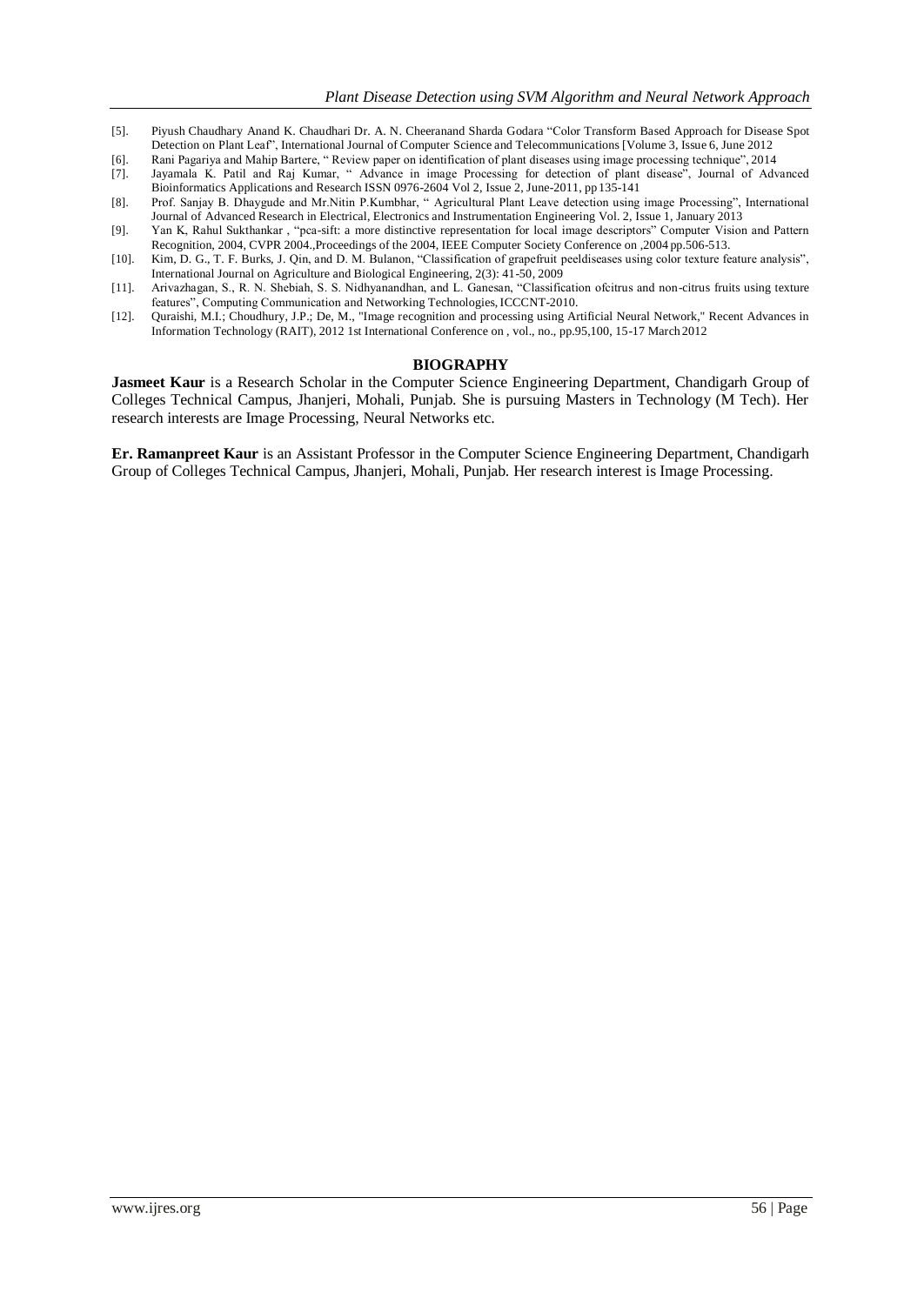[5]. Piyush Chaudhary Anand K. Chaudhari Dr. A. N. Cheeranand Sharda Godara "Color Transform Based Approach for Disease Spot Detection on Plant Leaf", International Journal of Computer Science and Telecommunications [Volume 3, Issue 6, June 2012

[6]. Rani Pagariya and Mahip Bartere, " Review paper on identification of plant diseases using image processing technique", 2014

[7]. Jayamala K. Patil and Raj Kumar, " Advance in image Processing for detection of plant disease", Journal of Advanced Bioinformatics Applications and Research ISSN 0976-2604 Vol 2, Issue 2, June-2011, pp 135-141

[8]. Prof. Sanjay B. Dhaygude and Mr.Nitin P.Kumbhar, " Agricultural Plant Leave detection using image Processing", International Journal of Advanced Research in Electrical, Electronics and Instrumentation Engineering Vol. 2, Issue 1, January 2013

[9]. Yan K, Rahul Sukthankar , "pca-sift: a more distinctive representation for local image descriptors" Computer Vision and Pattern Recognition, 2004, CVPR 2004.,Proceedings of the 2004, IEEE Computer Society Conference on ,2004 pp.506-513.

[10]. Kim, D. G., T. F. Burks, J. Qin, and D. M. Bulanon, "Classification of grapefruit peeldiseases using color texture feature analysis", International Journal on Agriculture and Biological Engineering, 2(3): 41-50, 2009

[11]. Arivazhagan, S., R. N. Shebiah, S. S. Nidhyanandhan, and L. Ganesan, "Classification ofcitrus and non-citrus fruits using texture features", Computing Communication and Networking Technologies, ICCCNT-2010.

[12]. Quraishi, M.I.; Choudhury, J.P.; De, M., "Image recognition and processing using Artificial Neural Network," Recent Advances in Information Technology (RAIT), 2012 1st International Conference on , vol., no., pp.95,100, 15-17 March 2012

## BIOGRAPHY

**Jasmeet Kaur** is a Research Scholar in the Computer Science Engineering Department, Chandigarh Group of Colleges Technical Campus, Jhanjeri, Mohali, Punjab. She is pursuing Masters in Technology (M Tech). Her research interests are Image Processing, Neural Networks etc.

**Er. Ramanpreet Kaur** is an Assistant Professor in the Computer Science Engineering Department, Chandigarh Group of Colleges Technical Campus, Jhanjeri, Mohali, Punjab. Her research interest is Image Processing.